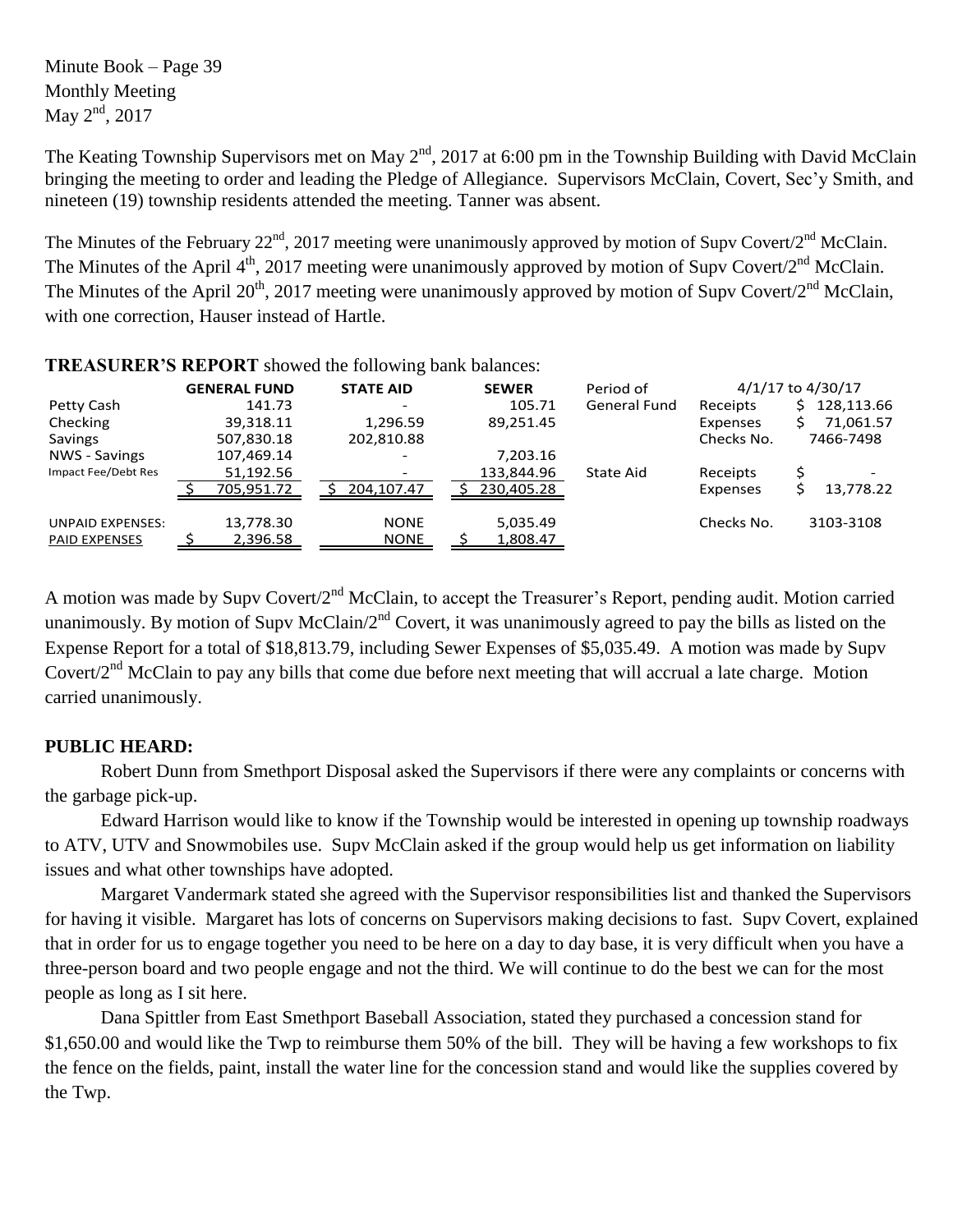Minute Book – Page 39
Monthly Meeting
May 2nd, 2017

The Keating Township Supervisors met on May 2nd, 2017 at 6:00 pm in the Township Building with David McClain bringing the meeting to order and leading the Pledge of Allegiance. Supervisors McClain, Covert, Sec'y Smith, and nineteen (19) township residents attended the meeting. Tanner was absent.

The Minutes of the February 22nd, 2017 meeting were unanimously approved by motion of Supv Covert/2nd McClain. The Minutes of the April 4th, 2017 meeting were unanimously approved by motion of Supv Covert/2nd McClain. The Minutes of the April 20th, 2017 meeting were unanimously approved by motion of Supv Covert/2nd McClain, with one correction, Hauser instead of Hartle.

**TREASURER'S REPORT** showed the following bank balances:

| | GENERAL FUND | STATE AID | SEWER | Period of | 4/1/17 to 4/30/17 | |
|---|---|---|---|---|---|---|
| Petty Cash | 141.73 | - | 105.71 | General Fund | Receipts | $ 128,113.66 |
| Checking | 39,318.11 | 1,296.59 | 89,251.45 | | Expenses | $ 71,061.57 |
| Savings | 507,830.18 | 202,810.88 | | | Checks No. | 7466-7498 |
| NWS - Savings | 107,469.14 | - | 7,203.16 | | | |
| Impact Fee/Debt Res | 51,192.56 | - | 133,844.96 | State Aid | Receipts | $ - |
| | $ 705,951.72 | $ 204,107.47 | $ 230,405.28 | | Expenses | $ 13,778.22 |
| UNPAID EXPENSES: | 13,778.30 | NONE | 5,035.49 | | Checks No. | 3103-3108 |
| PAID EXPENSES | $ 2,396.58 | NONE | $ 1,808.47 | | | |

A motion was made by Supv Covert/2nd McClain, to accept the Treasurer's Report, pending audit. Motion carried unanimously. By motion of Supv McClain/2nd Covert, it was unanimously agreed to pay the bills as listed on the Expense Report for a total of $18,813.79, including Sewer Expenses of $5,035.49. A motion was made by Supv Covert/2nd McClain to pay any bills that come due before next meeting that will accrual a late charge. Motion carried unanimously.

**PUBLIC HEARD:**

Robert Dunn from Smethport Disposal asked the Supervisors if there were any complaints or concerns with the garbage pick-up.

Edward Harrison would like to know if the Township would be interested in opening up township roadways to ATV, UTV and Snowmobiles use. Supv McClain asked if the group would help us get information on liability issues and what other townships have adopted.

Margaret Vandermark stated she agreed with the Supervisor responsibilities list and thanked the Supervisors for having it visible. Margaret has lots of concerns on Supervisors making decisions to fast. Supv Covert, explained that in order for us to engage together you need to be here on a day to day base, it is very difficult when you have a three-person board and two people engage and not the third. We will continue to do the best we can for the most people as long as I sit here.

Dana Spittler from East Smethport Baseball Association, stated they purchased a concession stand for $1,650.00 and would like the Twp to reimburse them 50% of the bill. They will be having a few workshops to fix the fence on the fields, paint, install the water line for the concession stand and would like the supplies covered by the Twp.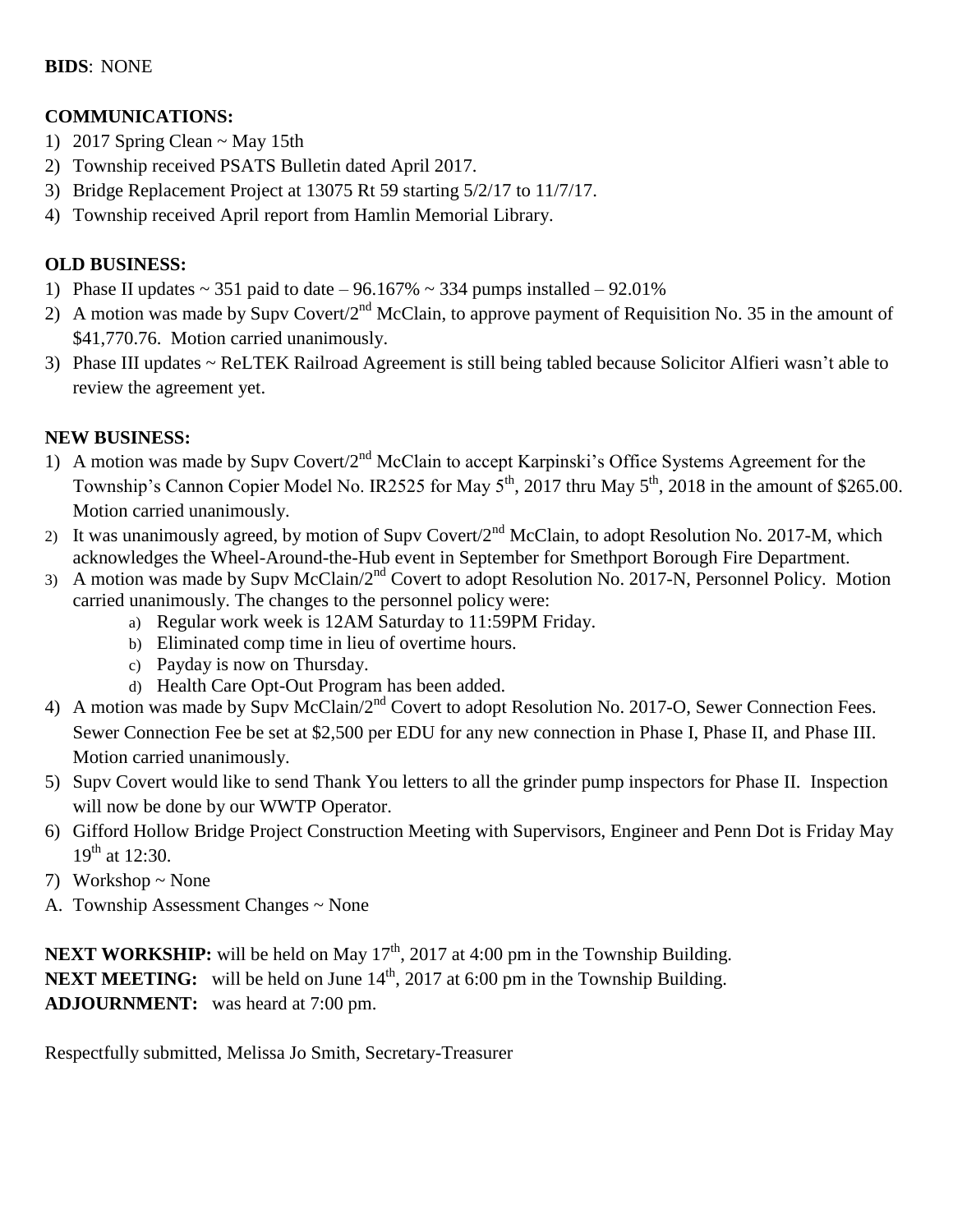**BIDS**: NONE

**COMMUNICATIONS:**

1) 2017 Spring Clean ~ May 15th
2) Township received PSATS Bulletin dated April 2017.
3) Bridge Replacement Project at 13075 Rt 59 starting 5/2/17 to 11/7/17.
4) Township received April report from Hamlin Memorial Library.

**OLD BUSINESS:**

1) Phase II updates ~ 351 paid to date – 96.167% ~ 334 pumps installed – 92.01%
2) A motion was made by Supv Covert/2nd McClain, to approve payment of Requisition No. 35 in the amount of $41,770.76. Motion carried unanimously.
3) Phase III updates ~ ReLTEK Railroad Agreement is still being tabled because Solicitor Alfieri wasn't able to review the agreement yet.

**NEW BUSINESS:**

1) A motion was made by Supv Covert/2nd McClain to accept Karpinski's Office Systems Agreement for the Township's Cannon Copier Model No. IR2525 for May 5th, 2017 thru May 5th, 2018 in the amount of $265.00. Motion carried unanimously.
2) It was unanimously agreed, by motion of Supv Covert/2nd McClain, to adopt Resolution No. 2017-M, which acknowledges the Wheel-Around-the-Hub event in September for Smethport Borough Fire Department.
3) A motion was made by Supv McClain/2nd Covert to adopt Resolution No. 2017-N, Personnel Policy. Motion carried unanimously. The changes to the personnel policy were:
   a) Regular work week is 12AM Saturday to 11:59PM Friday.
   b) Eliminated comp time in lieu of overtime hours.
   c) Payday is now on Thursday.
   d) Health Care Opt-Out Program has been added.
4) A motion was made by Supv McClain/2nd Covert to adopt Resolution No. 2017-O, Sewer Connection Fees. Sewer Connection Fee be set at $2,500 per EDU for any new connection in Phase I, Phase II, and Phase III. Motion carried unanimously.
5) Supv Covert would like to send Thank You letters to all the grinder pump inspectors for Phase II. Inspection will now be done by our WWTP Operator.
6) Gifford Hollow Bridge Project Construction Meeting with Supervisors, Engineer and Penn Dot is Friday May 19th at 12:30.
7) Workshop ~ None

A. Township Assessment Changes ~ None

**NEXT WORKSHIP:** will be held on May 17th, 2017 at 4:00 pm in the Township Building.
**NEXT MEETING:** will be held on June 14th, 2017 at 6:00 pm in the Township Building.
**ADJOURNMENT:** was heard at 7:00 pm.

Respectfully submitted, Melissa Jo Smith, Secretary-Treasurer